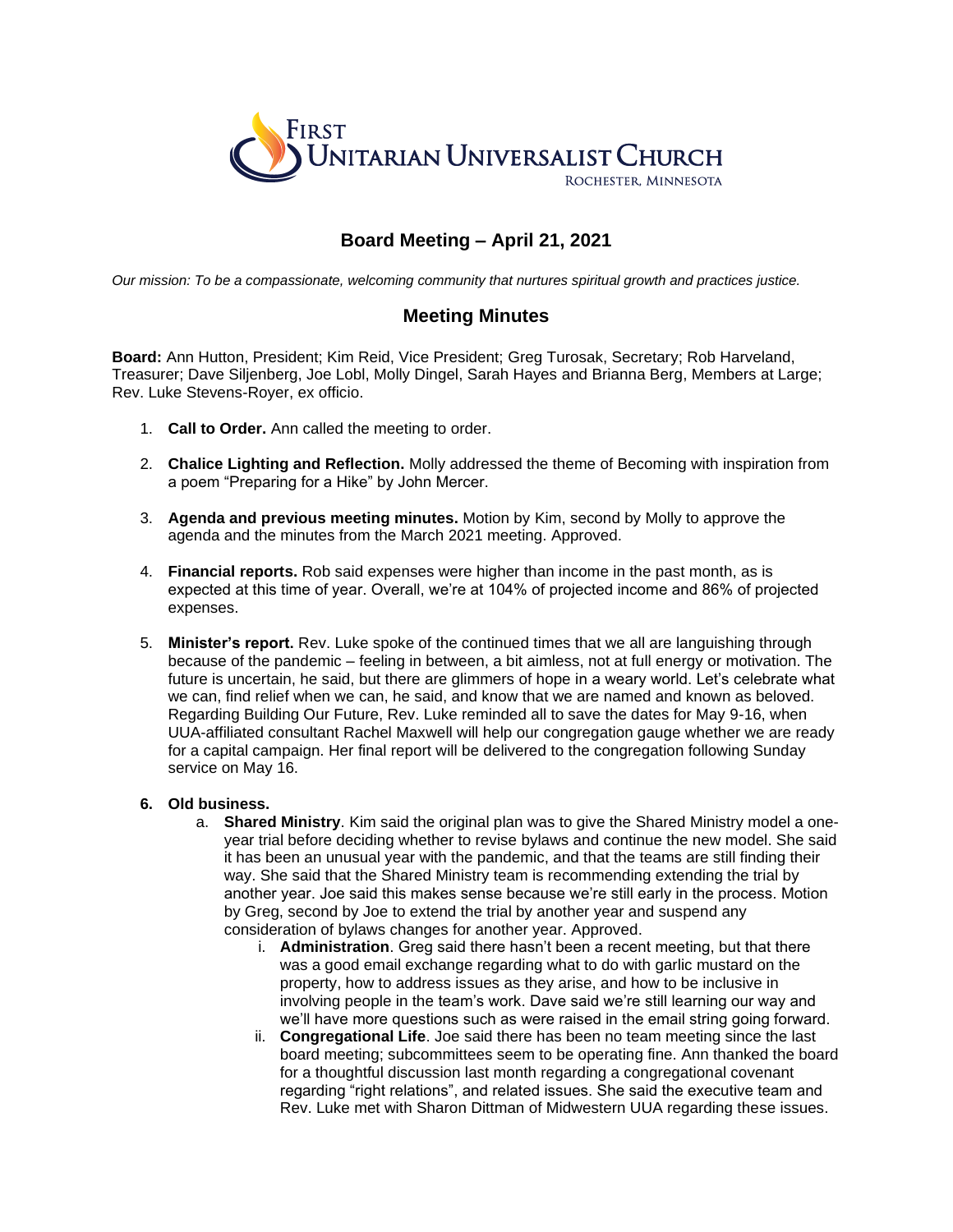First Unitarian Universalist Church
Rochester, Minnesota

# Board Meeting – April 21, 2021

*Our mission: To be a compassionate, welcoming community that nurtures spiritual growth and practices justice.*

## Meeting Minutes

**Board:** Ann Hutton, President; Kim Reid, Vice President; Greg Turosak, Secretary; Rob Harveland, Treasurer; Dave Siljenberg, Joe Lobl, Molly Dingel, Sarah Hayes and Brianna Berg, Members at Large; Rev. Luke Stevens-Royer, ex officio.

1. **Call to Order.** Ann called the meeting to order.

2. **Chalice Lighting and Reflection.** Molly addressed the theme of Becoming with inspiration from a poem "Preparing for a Hike" by John Mercer.

3. **Agenda and previous meeting minutes.** Motion by Kim, second by Molly to approve the agenda and the minutes from the March 2021 meeting. Approved.

4. **Financial reports.** Rob said expenses were higher than income in the past month, as is expected at this time of year. Overall, we're at 104% of projected income and 86% of projected expenses.

5. **Minister's report.** Rev. Luke spoke of the continued times that we all are languishing through because of the pandemic – feeling in between, a bit aimless, not at full energy or motivation. The future is uncertain, he said, but there are glimmers of hope in a weary world. Let's celebrate what we can, find relief when we can, he said, and know that we are named and known as beloved. Regarding Building Our Future, Rev. Luke reminded all to save the dates for May 9-16, when UUA-affiliated consultant Rachel Maxwell will help our congregation gauge whether we are ready for a capital campaign. Her final report will be delivered to the congregation following Sunday service on May 16.

6. **Old business.**
   a. **Shared Ministry**. Kim said the original plan was to give the Shared Ministry model a one-year trial before deciding whether to revise bylaws and continue the new model. She said it has been an unusual year with the pandemic, and that the teams are still finding their way. She said that the Shared Ministry team is recommending extending the trial by another year. Joe said this makes sense because we're still early in the process. Motion by Greg, second by Joe to extend the trial by another year and suspend any consideration of bylaws changes for another year. Approved.
      i. **Administration**. Greg said there hasn't been a recent meeting, but that there was a good email exchange regarding what to do with garlic mustard on the property, how to address issues as they arise, and how to be inclusive in involving people in the team's work. Dave said we're still learning our way and we'll have more questions such as were raised in the email string going forward.
      ii. **Congregational Life**. Joe said there has been no team meeting since the last board meeting; subcommittees seem to be operating fine. Ann thanked the board for a thoughtful discussion last month regarding a congregational covenant regarding "right relations", and related issues. She said the executive team and Rev. Luke met with Sharon Dittman of Midwestern UUA regarding these issues.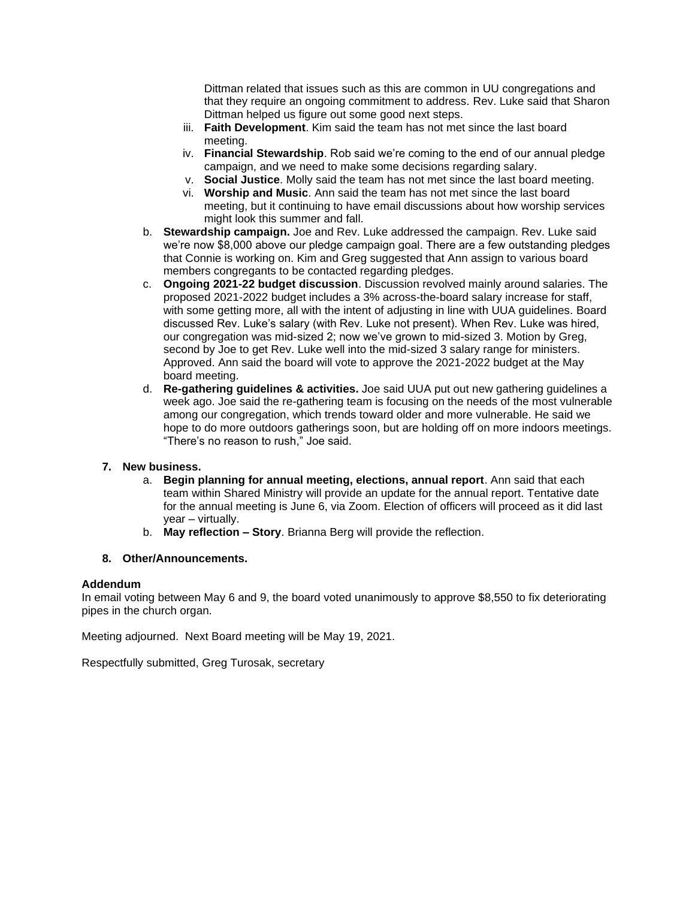Dittman related that issues such as this are common in UU congregations and that they require an ongoing commitment to address. Rev. Luke said that Sharon Dittman helped us figure out some good next steps.

   iii. **Faith Development**. Kim said the team has not met since the last board meeting.
   iv. **Financial Stewardship**. Rob said we're coming to the end of our annual pledge campaign, and we need to make some decisions regarding salary.
   v. **Social Justice**. Molly said the team has not met since the last board meeting.
   vi. **Worship and Music**. Ann said the team has not met since the last board meeting, but it continuing to have email discussions about how worship services might look this summer and fall.

b. **Stewardship campaign.** Joe and Rev. Luke addressed the campaign. Rev. Luke said we're now $8,000 above our pledge campaign goal. There are a few outstanding pledges that Connie is working on. Kim and Greg suggested that Ann assign to various board members congregants to be contacted regarding pledges.

c. **Ongoing 2021-22 budget discussion**. Discussion revolved mainly around salaries. The proposed 2021-2022 budget includes a 3% across-the-board salary increase for staff, with some getting more, all with the intent of adjusting in line with UUA guidelines. Board discussed Rev. Luke's salary (with Rev. Luke not present). When Rev. Luke was hired, our congregation was mid-sized 2; now we've grown to mid-sized 3. Motion by Greg, second by Joe to get Rev. Luke well into the mid-sized 3 salary range for ministers. Approved. Ann said the board will vote to approve the 2021-2022 budget at the May board meeting.

d. **Re-gathering guidelines & activities.** Joe said UUA put out new gathering guidelines a week ago. Joe said the re-gathering team is focusing on the needs of the most vulnerable among our congregation, which trends toward older and more vulnerable. He said we hope to do more outdoors gatherings soon, but are holding off on more indoors meetings. "There's no reason to rush," Joe said.

**7. New business.**

a. **Begin planning for annual meeting, elections, annual report**. Ann said that each team within Shared Ministry will provide an update for the annual report. Tentative date for the annual meeting is June 6, via Zoom. Election of officers will proceed as it did last year – virtually.

b. **May reflection – Story**. Brianna Berg will provide the reflection.

**8. Other/Announcements.**

**Addendum**

In email voting between May 6 and 9, the board voted unanimously to approve $8,550 to fix deteriorating pipes in the church organ.

Meeting adjourned. Next Board meeting will be May 19, 2021.

Respectfully submitted, Greg Turosak, secretary